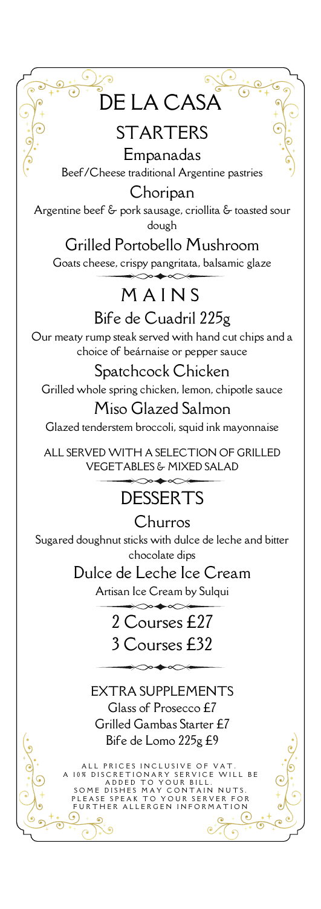# DE LA CASA

## STARTERS

### Empanadas

Beef/Cheese traditional Argentine pastries

### Choripan

Argentine beef & pork sausage, criollita & toasted sour dough

### Grilled Portobello Mushroom

Goats cheese, crispy pangritata, balsamic glaze

## MAINS

### Bife de Cuadril 225g

Our meaty rump steak served with hand cut chips and a choice of beárnaise or pepper sauce

### Spatchcock Chicken

Grilled whole spring chicken, lemon, chipotle sauce

### Miso Glazed Salmon

Glazed tenderstem broccoli, squid ink mayonnaise

ALL SERVED WITH A SELECTION OF GRILLED VEGETABLES & MIXED SALAD

## DESSERTS

### Churros

Sugared doughnut sticks with dulce de leche and bitter chocolate dips

### Dulce de Leche Ice Cream

Artisan Ice Cream by Sulqui

2 Courses £27

3 Courses £32

EXTRA SUPPLEMENTS

Glass of Prosecco £7

Grilled Gambas Starter £7

Bife de Lomo 225g £9

ALL PRICES INCLUSIVE OF VAT.
A 10% DISCRETIONARY SERVICE WILL BE ADDED TO YOUR BILL.
SOME DISHES MAY CONTAIN NUTS.
PLEASE SPEAK TO YOUR SERVER FOR FURTHER ALLERGEN INFORMATION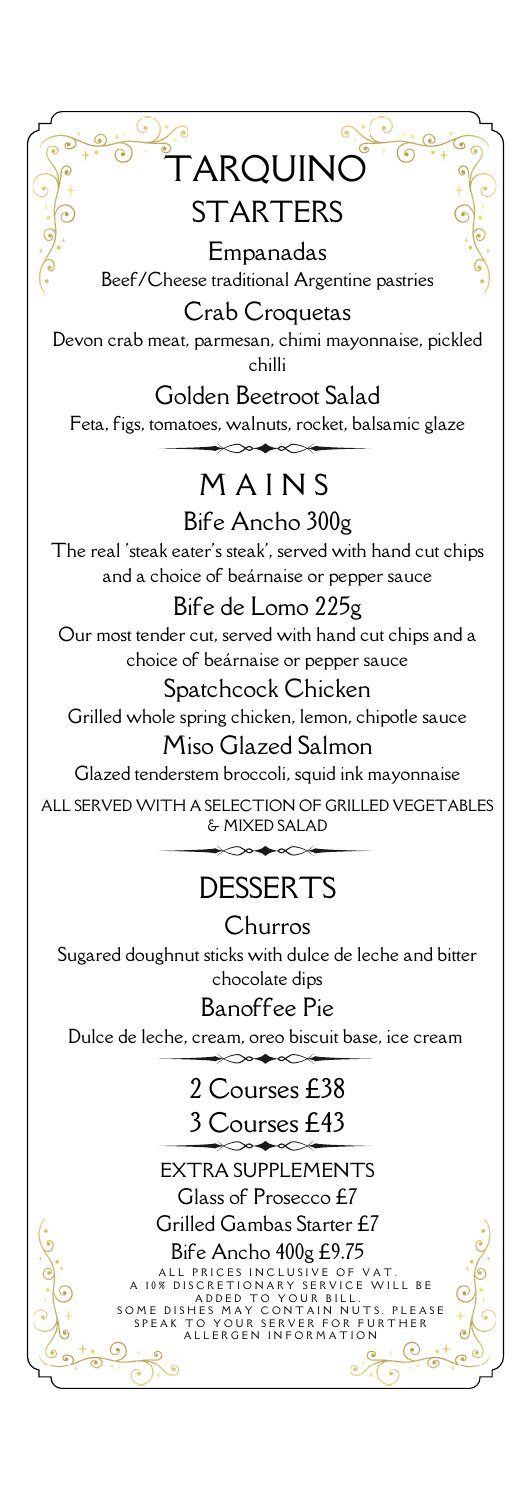# TARQUINO

## STARTERS

### Empanadas

Beef/Cheese traditional Argentine pastries

### Crab Croquetas

Devon crab meat, parmesan, chimi mayonnaise, pickled chilli

### Golden Beetroot Salad

Feta, figs, tomatoes, walnuts, rocket, balsamic glaze

## MAINS

### Bife Ancho 300g

The real 'steak eater's steak', served with hand cut chips and a choice of beárnaise or pepper sauce

### Bife de Lomo 225g

Our most tender cut, served with hand cut chips and a choice of beárnaise or pepper sauce

### Spatchcock Chicken

Grilled whole spring chicken, lemon, chipotle sauce

### Miso Glazed Salmon

Glazed tenderstem broccoli, squid ink mayonnaise

ALL SERVED WITH A SELECTION OF GRILLED VEGETABLES & MIXED SALAD

## DESSERTS

### Churros

Sugared doughnut sticks with dulce de leche and bitter chocolate dips

### Banoffee Pie

Dulce de leche, cream, oreo biscuit base, ice cream

2 Courses £38

3 Courses £43

EXTRA SUPPLEMENTS

Glass of Prosecco £7

Grilled Gambas Starter £7

Bife Ancho 400g £9.75

ALL PRICES INCLUSIVE OF VAT. A 10% DISCRETIONARY SERVICE WILL BE ADDED TO YOUR BILL. SOME DISHES MAY CONTAIN NUTS. PLEASE SPEAK TO YOUR SERVER FOR FURTHER ALLERGEN INFORMATION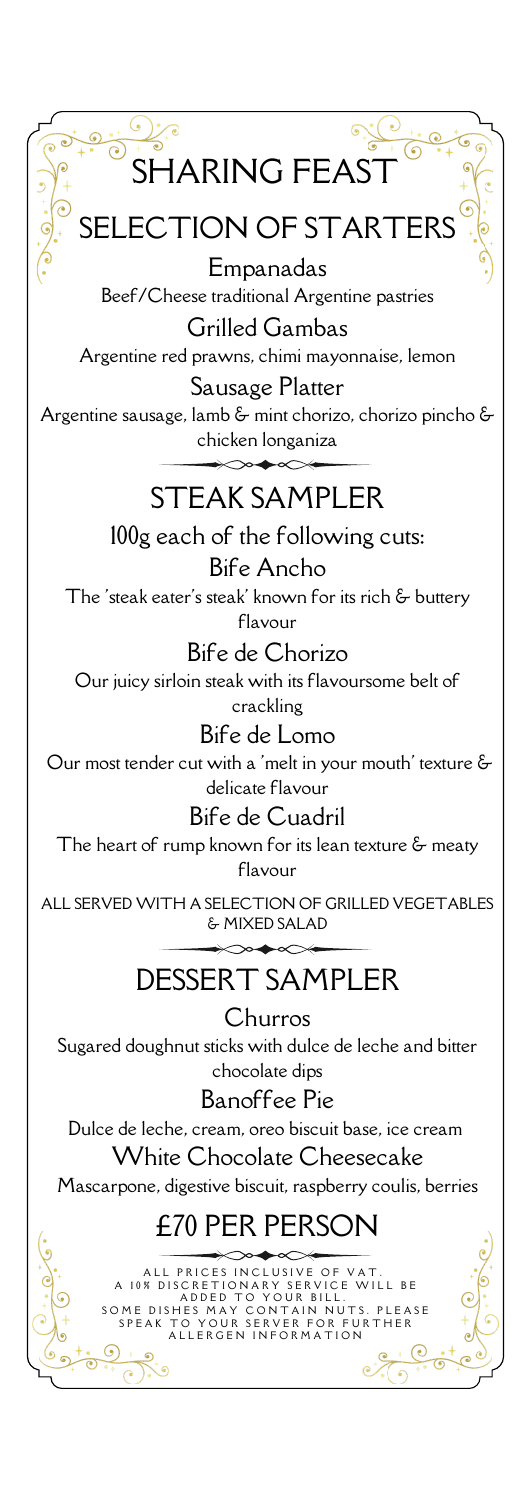# SHARING FEAST

## SELECTION OF STARTERS

### Empanadas

Beef/Cheese traditional Argentine pastries

### Grilled Gambas

Argentine red prawns, chimi mayonnaise, lemon

### Sausage Platter

Argentine sausage, lamb & mint chorizo, chorizo pincho & chicken longaniza

## STEAK SAMPLER

100g each of the following cuts:

### Bife Ancho

The 'steak eater's steak' known for its rich & buttery flavour

### Bife de Chorizo

Our juicy sirloin steak with its flavoursome belt of crackling

### Bife de Lomo

Our most tender cut with a 'melt in your mouth' texture & delicate flavour

### Bife de Cuadril

The heart of rump known for its lean texture & meaty flavour

ALL SERVED WITH A SELECTION OF GRILLED VEGETABLES & MIXED SALAD

## DESSERT SAMPLER

### Churros

Sugared doughnut sticks with dulce de leche and bitter chocolate dips

### Banoffee Pie

Dulce de leche, cream, oreo biscuit base, ice cream

### White Chocolate Cheesecake

Mascarpone, digestive biscuit, raspberry coulis, berries

## £70 PER PERSON

ALL PRICES INCLUSIVE OF VAT.
A 10% DISCRETIONARY SERVICE WILL BE ADDED TO YOUR BILL.
SOME DISHES MAY CONTAIN NUTS. PLEASE SPEAK TO YOUR SERVER FOR FURTHER ALLERGEN INFORMATION